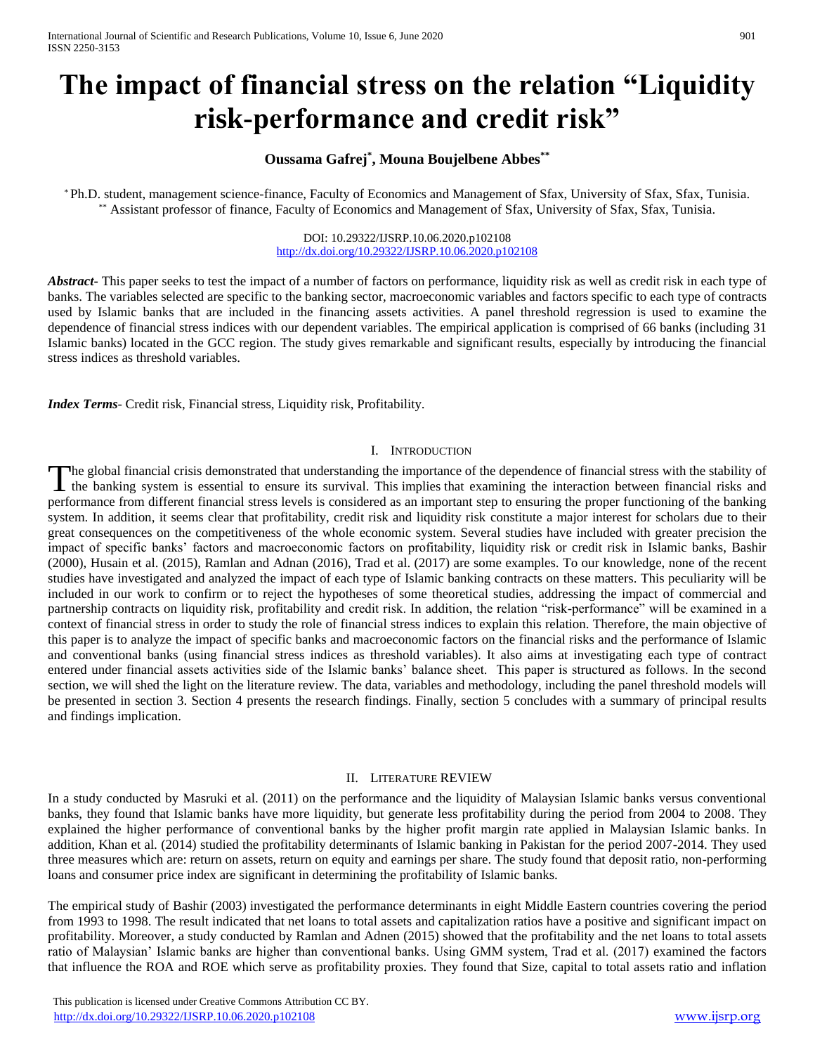# The impact of financial stress on the relation "Liquidity risk-performance and credit risk"

**Oussama Gafrej[*], Mouna Boujelbene Abbes[**]**

[*] Ph.D. student, management science-finance, Faculty of Economics and Management of Sfax, University of Sfax, Sfax, Tunisia.
[**] Assistant professor of finance, Faculty of Economics and Management of Sfax, University of Sfax, Sfax, Tunisia.

DOI: 10.29322/IJSRP.10.06.2020.p102108
http://dx.doi.org/10.29322/IJSRP.10.06.2020.p102108

***Abstract***- This paper seeks to test the impact of a number of factors on performance, liquidity risk as well as credit risk in each type of banks. The variables selected are specific to the banking sector, macroeconomic variables and factors specific to each type of contracts used by Islamic banks that are included in the financing assets activities. A panel threshold regression is used to examine the dependence of financial stress indices with our dependent variables. The empirical application is comprised of 66 banks (including 31 Islamic banks) located in the GCC region. The study gives remarkable and significant results, especially by introducing the financial stress indices as threshold variables.

***Index Terms***- Credit risk, Financial stress, Liquidity risk, Profitability.

## I. Introduction

The global financial crisis demonstrated that understanding the importance of the dependence of financial stress with the stability of the banking system is essential to ensure its survival. This implies that examining the interaction between financial risks and performance from different financial stress levels is considered as an important step to ensuring the proper functioning of the banking system. In addition, it seems clear that profitability, credit risk and liquidity risk constitute a major interest for scholars due to their great consequences on the competitiveness of the whole economic system. Several studies have included with greater precision the impact of specific banks' factors and macroeconomic factors on profitability, liquidity risk or credit risk in Islamic banks, Bashir (2000), Husain et al. (2015), Ramlan and Adnan (2016), Trad et al. (2017) are some examples. To our knowledge, none of the recent studies have investigated and analyzed the impact of each type of Islamic banking contracts on these matters. This peculiarity will be included in our work to confirm or to reject the hypotheses of some theoretical studies, addressing the impact of commercial and partnership contracts on liquidity risk, profitability and credit risk. In addition, the relation "risk-performance" will be examined in a context of financial stress in order to study the role of financial stress indices to explain this relation. Therefore, the main objective of this paper is to analyze the impact of specific banks and macroeconomic factors on the financial risks and the performance of Islamic and conventional banks (using financial stress indices as threshold variables). It also aims at investigating each type of contract entered under financial assets activities side of the Islamic banks' balance sheet. This paper is structured as follows. In the second section, we will shed the light on the literature review. The data, variables and methodology, including the panel threshold models will be presented in section 3. Section 4 presents the research findings. Finally, section 5 concludes with a summary of principal results and findings implication.

## II. Literature Review

In a study conducted by Masruki et al. (2011) on the performance and the liquidity of Malaysian Islamic banks versus conventional banks, they found that Islamic banks have more liquidity, but generate less profitability during the period from 2004 to 2008. They explained the higher performance of conventional banks by the higher profit margin rate applied in Malaysian Islamic banks. In addition, Khan et al. (2014) studied the profitability determinants of Islamic banking in Pakistan for the period 2007-2014. They used three measures which are: return on assets, return on equity and earnings per share. The study found that deposit ratio, non-performing loans and consumer price index are significant in determining the profitability of Islamic banks.

The empirical study of Bashir (2003) investigated the performance determinants in eight Middle Eastern countries covering the period from 1993 to 1998. The result indicated that net loans to total assets and capitalization ratios have a positive and significant impact on profitability. Moreover, a study conducted by Ramlan and Adnen (2015) showed that the profitability and the net loans to total assets ratio of Malaysian' Islamic banks are higher than conventional banks. Using GMM system, Trad et al. (2017) examined the factors that influence the ROA and ROE which serve as profitability proxies. They found that Size, capital to total assets ratio and inflation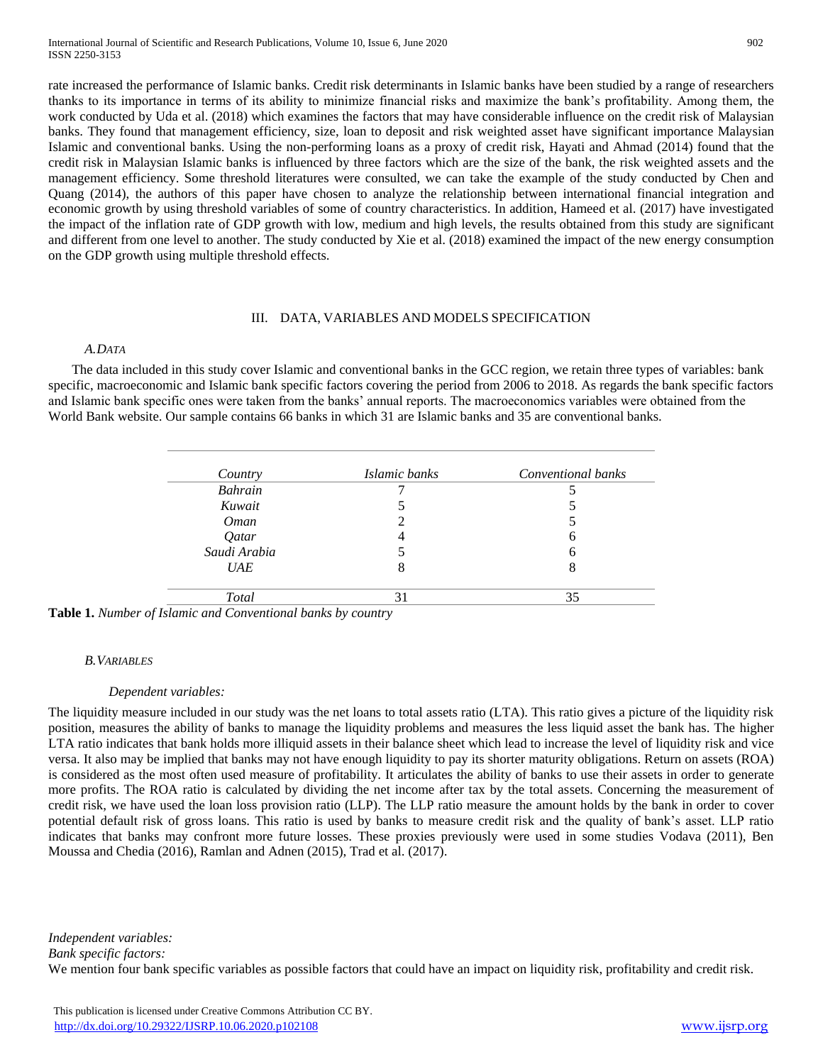rate increased the performance of Islamic banks. Credit risk determinants in Islamic banks have been studied by a range of researchers thanks to its importance in terms of its ability to minimize financial risks and maximize the bank's profitability. Among them, the work conducted by Uda et al. (2018) which examines the factors that may have considerable influence on the credit risk of Malaysian banks. They found that management efficiency, size, loan to deposit and risk weighted asset have significant importance Malaysian Islamic and conventional banks. Using the non-performing loans as a proxy of credit risk, Hayati and Ahmad (2014) found that the credit risk in Malaysian Islamic banks is influenced by three factors which are the size of the bank, the risk weighted assets and the management efficiency. Some threshold literatures were consulted, we can take the example of the study conducted by Chen and Quang (2014), the authors of this paper have chosen to analyze the relationship between international financial integration and economic growth by using threshold variables of some of country characteristics. In addition, Hameed et al. (2017) have investigated the impact of the inflation rate of GDP growth with low, medium and high levels, the results obtained from this study are significant and different from one level to another. The study conducted by Xie et al. (2018) examined the impact of the new energy consumption on the GDP growth using multiple threshold effects.

## III. DATA, VARIABLES AND MODELS SPECIFICATION

### A. DATA

The data included in this study cover Islamic and conventional banks in the GCC region, we retain three types of variables: bank specific, macroeconomic and Islamic bank specific factors covering the period from 2006 to 2018. As regards the bank specific factors and Islamic bank specific ones were taken from the banks' annual reports. The macroeconomics variables were obtained from the World Bank website. Our sample contains 66 banks in which 31 are Islamic banks and 35 are conventional banks.

| *Country* | *Islamic banks* | *Conventional banks* |
|---|---|---|
| *Bahrain* | 7 | 5 |
| *Kuwait* | 5 | 5 |
| *Oman* | 2 | 5 |
| *Qatar* | 4 | 6 |
| *Saudi Arabia* | 5 | 6 |
| *UAE* | 8 | 8 |
| *Total* | 31 | 35 |

**Table 1.** *Number of Islamic and Conventional banks by country*

### B. VARIABLES

*Dependent variables:*

The liquidity measure included in our study was the net loans to total assets ratio (LTA). This ratio gives a picture of the liquidity risk position, measures the ability of banks to manage the liquidity problems and measures the less liquid asset the bank has. The higher LTA ratio indicates that bank holds more illiquid assets in their balance sheet which lead to increase the level of liquidity risk and vice versa. It also may be implied that banks may not have enough liquidity to pay its shorter maturity obligations. Return on assets (ROA) is considered as the most often used measure of profitability. It articulates the ability of banks to use their assets in order to generate more profits. The ROA ratio is calculated by dividing the net income after tax by the total assets. Concerning the measurement of credit risk, we have used the loan loss provision ratio (LLP). The LLP ratio measure the amount holds by the bank in order to cover potential default risk of gross loans. This ratio is used by banks to measure credit risk and the quality of bank's asset. LLP ratio indicates that banks may confront more future losses. These proxies previously were used in some studies Vodava (2011), Ben Moussa and Chedia (2016), Ramlan and Adnen (2015), Trad et al. (2017).

*Independent variables:*

*Bank specific factors:*

We mention four bank specific variables as possible factors that could have an impact on liquidity risk, profitability and credit risk.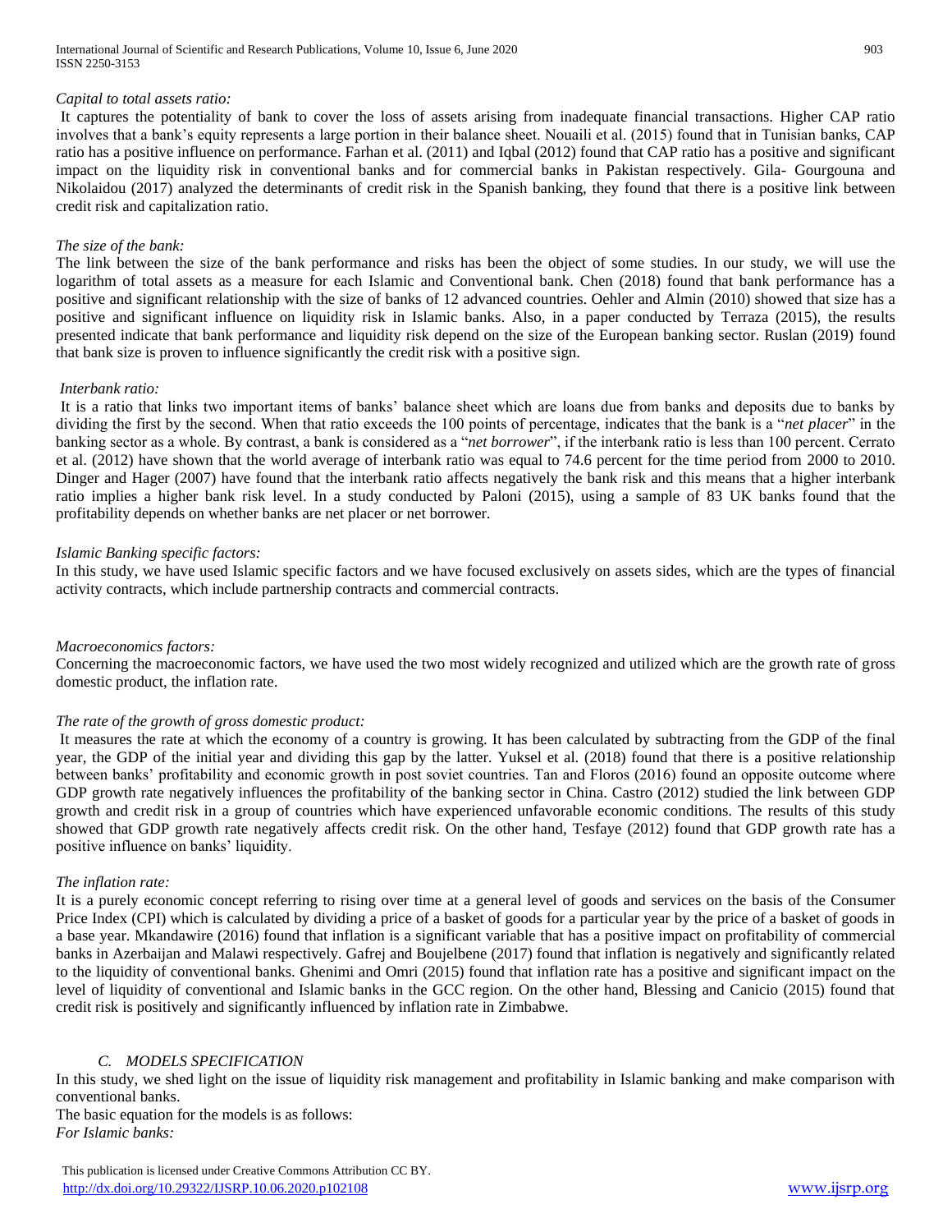*Capital to total assets ratio:*

It captures the potentiality of bank to cover the loss of assets arising from inadequate financial transactions. Higher CAP ratio involves that a bank's equity represents a large portion in their balance sheet. Nouaili et al. (2015) found that in Tunisian banks, CAP ratio has a positive influence on performance. Farhan et al. (2011) and Iqbal (2012) found that CAP ratio has a positive and significant impact on the liquidity risk in conventional banks and for commercial banks in Pakistan respectively. Gila- Gourgouna and Nikolaidou (2017) analyzed the determinants of credit risk in the Spanish banking, they found that there is a positive link between credit risk and capitalization ratio.

*The size of the bank:*

The link between the size of the bank performance and risks has been the object of some studies. In our study, we will use the logarithm of total assets as a measure for each Islamic and Conventional bank. Chen (2018) found that bank performance has a positive and significant relationship with the size of banks of 12 advanced countries. Oehler and Almin (2010) showed that size has a positive and significant influence on liquidity risk in Islamic banks. Also, in a paper conducted by Terraza (2015), the results presented indicate that bank performance and liquidity risk depend on the size of the European banking sector. Ruslan (2019) found that bank size is proven to influence significantly the credit risk with a positive sign.

*Interbank ratio:*

It is a ratio that links two important items of banks' balance sheet which are loans due from banks and deposits due to banks by dividing the first by the second. When that ratio exceeds the 100 points of percentage, indicates that the bank is a "*net placer*" in the banking sector as a whole. By contrast, a bank is considered as a "*net borrower*", if the interbank ratio is less than 100 percent. Cerrato et al. (2012) have shown that the world average of interbank ratio was equal to 74.6 percent for the time period from 2000 to 2010. Dinger and Hager (2007) have found that the interbank ratio affects negatively the bank risk and this means that a higher interbank ratio implies a higher bank risk level. In a study conducted by Paloni (2015), using a sample of 83 UK banks found that the profitability depends on whether banks are net placer or net borrower.

*Islamic Banking specific factors:*

In this study, we have used Islamic specific factors and we have focused exclusively on assets sides, which are the types of financial activity contracts, which include partnership contracts and commercial contracts.

*Macroeconomics factors:*

Concerning the macroeconomic factors, we have used the two most widely recognized and utilized which are the growth rate of gross domestic product, the inflation rate.

*The rate of the growth of gross domestic product:*

It measures the rate at which the economy of a country is growing. It has been calculated by subtracting from the GDP of the final year, the GDP of the initial year and dividing this gap by the latter. Yuksel et al. (2018) found that there is a positive relationship between banks' profitability and economic growth in post soviet countries. Tan and Floros (2016) found an opposite outcome where GDP growth rate negatively influences the profitability of the banking sector in China. Castro (2012) studied the link between GDP growth and credit risk in a group of countries which have experienced unfavorable economic conditions. The results of this study showed that GDP growth rate negatively affects credit risk. On the other hand, Tesfaye (2012) found that GDP growth rate has a positive influence on banks' liquidity.

*The inflation rate:*

It is a purely economic concept referring to rising over time at a general level of goods and services on the basis of the Consumer Price Index (CPI) which is calculated by dividing a price of a basket of goods for a particular year by the price of a basket of goods in a base year. Mkandawire (2016) found that inflation is a significant variable that has a positive impact on profitability of commercial banks in Azerbaijan and Malawi respectively. Gafrej and Boujelbene (2017) found that inflation is negatively and significantly related to the liquidity of conventional banks. Ghenimi and Omri (2015) found that inflation rate has a positive and significant impact on the level of liquidity of conventional and Islamic banks in the GCC region. On the other hand, Blessing and Canicio (2015) found that credit risk is positively and significantly influenced by inflation rate in Zimbabwe.

### *C. MODELS SPECIFICATION*

In this study, we shed light on the issue of liquidity risk management and profitability in Islamic banking and make comparison with conventional banks.

The basic equation for the models is as follows:

*For Islamic banks:*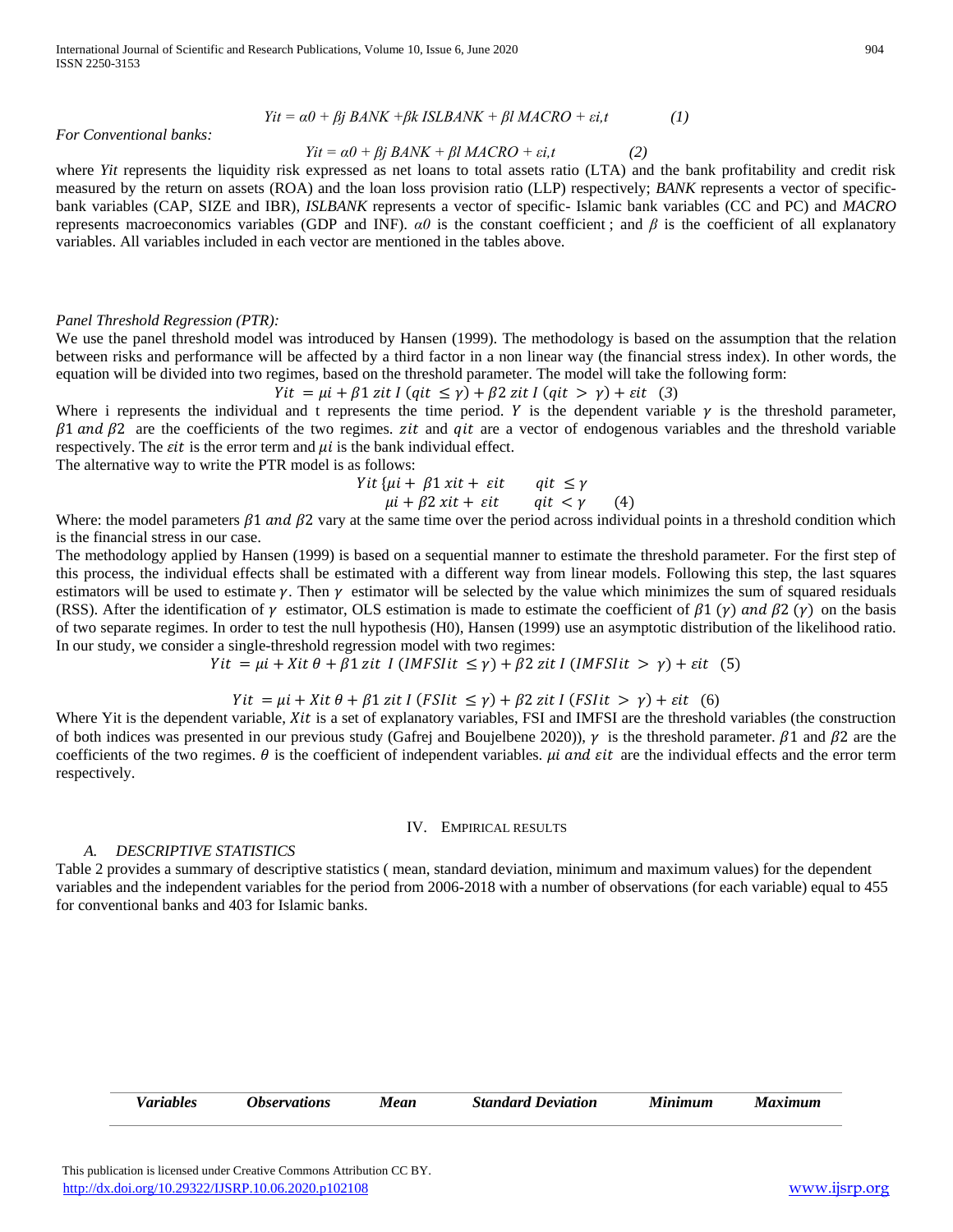$$Yit = \alpha 0 + \beta j \; BANK + \beta k \; ISLBANK + \beta l \; MACRO + \varepsilon i,t \qquad (1)$$

*For Conventional banks:*

$$Yit = \alpha 0 + \beta j \; BANK + \beta l \; MACRO + \varepsilon i,t \qquad (2)$$

where *Yit* represents the liquidity risk expressed as net loans to total assets ratio (LTA) and the bank profitability and credit risk measured by the return on assets (ROA) and the loan loss provision ratio (LLP) respectively; *BANK* represents a vector of specific-bank variables (CAP, SIZE and IBR), *ISLBANK* represents a vector of specific- Islamic bank variables (CC and PC) and *MACRO* represents macroeconomics variables (GDP and INF). $\alpha 0$ is the constant coefficient ; and $\beta$ is the coefficient of all explanatory variables. All variables included in each vector are mentioned in the tables above.

*Panel Threshold Regression (PTR):*

We use the panel threshold model was introduced by Hansen (1999). The methodology is based on the assumption that the relation between risks and performance will be affected by a third factor in a non linear way (the financial stress index). In other words, the equation will be divided into two regimes, based on the threshold parameter. The model will take the following form:

$$Yit = \mu i + \beta 1 \; zit \; I \; (qit \leq \gamma) + \beta 2 \; zit \; I \; (qit > \gamma) + \varepsilon it \quad (3)$$

Where i represents the individual and t represents the time period. $Y$ is the dependent variable $\gamma$ is the threshold parameter, $\beta 1$ *and* $\beta 2$ are the coefficients of the two regimes. $zit$ and $qit$ are a vector of endogenous variables and the threshold variable respectively. The $\varepsilon it$ is the error term and $\mu i$ is the bank individual effect.

The alternative way to write the PTR model is as follows:

$$Yit \; \{ \begin{array}{ll} \mu i + \beta 1 \; xit + \varepsilon it & qit \leq \gamma \\ \mu i + \beta 2 \; xit + \varepsilon it & qit < \gamma \end{array} \quad (4)$$

Where: the model parameters $\beta 1$ *and* $\beta 2$ vary at the same time over the period across individual points in a threshold condition which is the financial stress in our case.

The methodology applied by Hansen (1999) is based on a sequential manner to estimate the threshold parameter. For the first step of this process, the individual effects shall be estimated with a different way from linear models. Following this step, the last squares estimators will be used to estimate $\gamma$. Then $\gamma$ estimator will be selected by the value which minimizes the sum of squared residuals (RSS). After the identification of $\gamma$ estimator, OLS estimation is made to estimate the coefficient of $\beta 1 \; (\gamma)$ *and* $\beta 2 \; (\gamma)$ on the basis of two separate regimes. In order to test the null hypothesis (H0), Hansen (1999) use an asymptotic distribution of the likelihood ratio. In our study, we consider a single-threshold regression model with two regimes:

$$Yit = \mu i + Xit \; \theta + \beta 1 \; zit \; I \; (IMFSIit \leq \gamma) + \beta 2 \; zit \; I \; (IMFSIit > \gamma) + \varepsilon it \quad (5)$$

$$Yit = \mu i + Xit \; \theta + \beta 1 \; zit \; I \; (FSIit \leq \gamma) + \beta 2 \; zit \; I \; (FSIit > \gamma) + \varepsilon it \quad (6)$$

Where Yit is the dependent variable, $Xit$ is a set of explanatory variables, FSI and IMFSI are the threshold variables (the construction of both indices was presented in our previous study (Gafrej and Boujelbene 2020)), $\gamma$ is the threshold parameter. $\beta 1$ and $\beta 2$ are the coefficients of the two regimes. $\theta$ is the coefficient of independent variables. $\mu i$ *and* $\varepsilon it$ are the individual effects and the error term respectively.

## IV. Empirical Results

### *A. Descriptive Statistics*

Table 2 provides a summary of descriptive statistics ( mean, standard deviation, minimum and maximum values) for the dependent variables and the independent variables for the period from 2006-2018 with a number of observations (for each variable) equal to 455 for conventional banks and 403 for Islamic banks.

| *Variables* | *Observations* | *Mean* | *Standard Deviation* | *Minimum* | *Maximum* |
|---|---|---|---|---|---|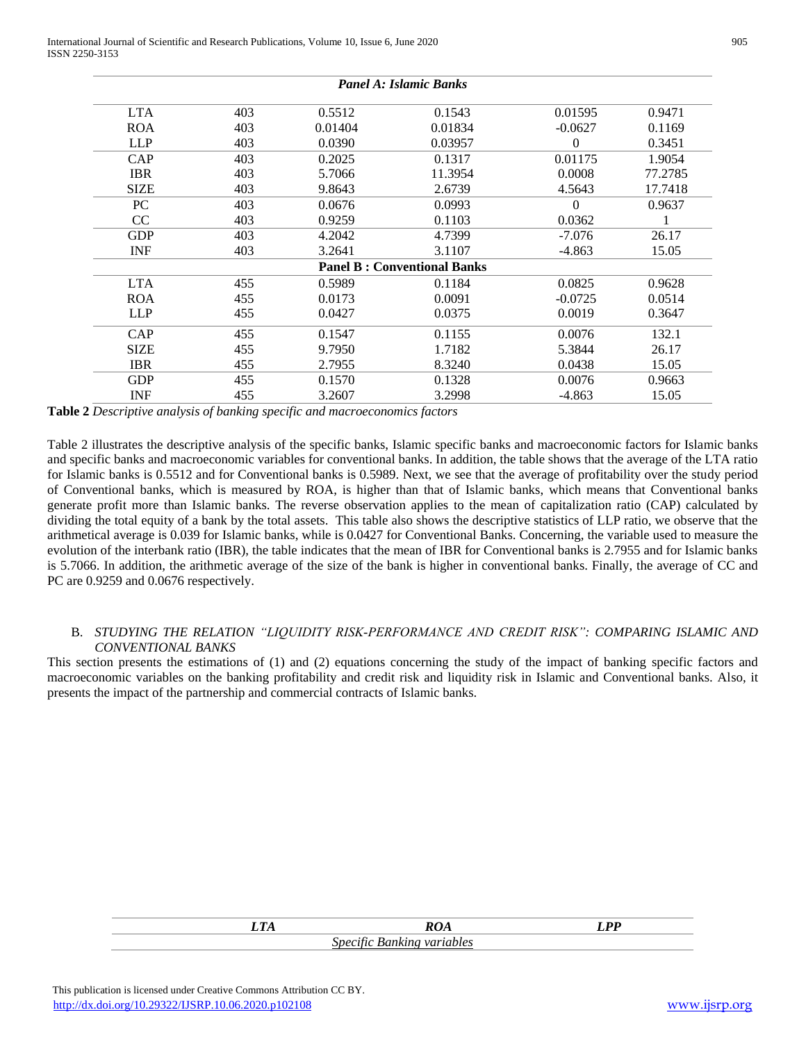| | | | | | |
|---|---|---|---|---|---|
| ***Panel A: Islamic Banks*** | | | | | |
| LTA | 403 | 0.5512 | 0.1543 | 0.01595 | 0.9471 |
| ROA | 403 | 0.01404 | 0.01834 | -0.0627 | 0.1169 |
| LLP | 403 | 0.0390 | 0.03957 | 0 | 0.3451 |
| CAP | 403 | 0.2025 | 0.1317 | 0.01175 | 1.9054 |
| IBR | 403 | 5.7066 | 11.3954 | 0.0008 | 77.2785 |
| SIZE | 403 | 9.8643 | 2.6739 | 4.5643 | 17.7418 |
| PC | 403 | 0.0676 | 0.0993 | 0 | 0.9637 |
| CC | 403 | 0.9259 | 0.1103 | 0.0362 | 1 |
| GDP | 403 | 4.2042 | 4.7399 | -7.076 | 26.17 |
| INF | 403 | 3.2641 | 3.1107 | -4.863 | 15.05 |
| **Panel B : Conventional Banks** | | | | | |
| LTA | 455 | 0.5989 | 0.1184 | 0.0825 | 0.9628 |
| ROA | 455 | 0.0173 | 0.0091 | -0.0725 | 0.0514 |
| LLP | 455 | 0.0427 | 0.0375 | 0.0019 | 0.3647 |
| CAP | 455 | 0.1547 | 0.1155 | 0.0076 | 132.1 |
| SIZE | 455 | 9.7950 | 1.7182 | 5.3844 | 26.17 |
| IBR | 455 | 2.7955 | 8.3240 | 0.0438 | 15.05 |
| GDP | 455 | 0.1570 | 0.1328 | 0.0076 | 0.9663 |
| INF | 455 | 3.2607 | 3.2998 | -4.863 | 15.05 |

**Table 2** *Descriptive analysis of banking specific and macroeconomics factors*

Table 2 illustrates the descriptive analysis of the specific banks, Islamic specific banks and macroeconomic factors for Islamic banks and specific banks and macroeconomic variables for conventional banks. In addition, the table shows that the average of the LTA ratio for Islamic banks is 0.5512 and for Conventional banks is 0.5989. Next, we see that the average of profitability over the study period of Conventional banks, which is measured by ROA, is higher than that of Islamic banks, which means that Conventional banks generate profit more than Islamic banks. The reverse observation applies to the mean of capitalization ratio (CAP) calculated by dividing the total equity of a bank by the total assets. This table also shows the descriptive statistics of LLP ratio, we observe that the arithmetical average is 0.039 for Islamic banks, while is 0.0427 for Conventional Banks. Concerning, the variable used to measure the evolution of the interbank ratio (IBR), the table indicates that the mean of IBR for Conventional banks is 2.7955 and for Islamic banks is 5.7066. In addition, the arithmetic average of the size of the bank is higher in conventional banks. Finally, the average of CC and PC are 0.9259 and 0.0676 respectively.

### B. *STUDYING THE RELATION "LIQUIDITY RISK-PERFORMANCE AND CREDIT RISK": COMPARING ISLAMIC AND CONVENTIONAL BANKS*

This section presents the estimations of (1) and (2) equations concerning the study of the impact of banking specific factors and macroeconomic variables on the banking profitability and credit risk and liquidity risk in Islamic and Conventional banks. Also, it presents the impact of the partnership and commercial contracts of Islamic banks.

| | *LTA* | *ROA* | *LPP* |
|---|---|---|---|
| *Specific Banking variables* | | | |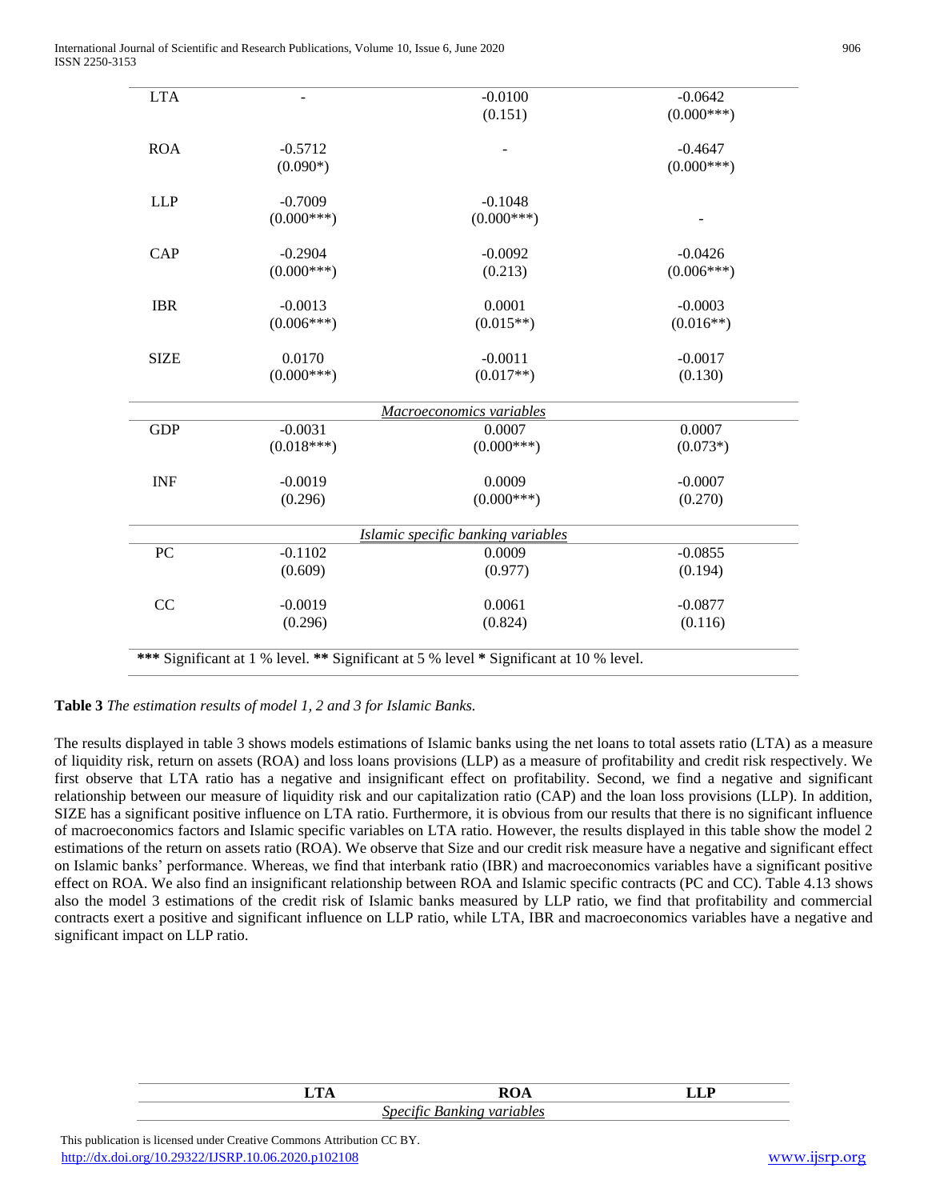| | | | |
|---|---|---|---|
| LTA | - | -0.0100<br>(0.151) | -0.0642<br>(0.000***) |
| ROA | -0.5712<br>(0.090*) | - | -0.4647<br>(0.000***) |
| LLP | -0.7009<br>(0.000***) | -0.1048<br>(0.000***) | - |
| CAP | -0.2904<br>(0.000***) | -0.0092<br>(0.213) | -0.0426<br>(0.006***) |
| IBR | -0.0013<br>(0.006***) | 0.0001<br>(0.015**) | -0.0003<br>(0.016**) |
| SIZE | 0.0170<br>(0.000***) | -0.0011<br>(0.017**) | -0.0017<br>(0.130) |
| | | *Macroeconomics variables* | |
| GDP | -0.0031<br>(0.018***) | 0.0007<br>(0.000***) | 0.0007<br>(0.073*) |
| INF | -0.0019<br>(0.296) | 0.0009<br>(0.000***) | -0.0007<br>(0.270) |
| | | *Islamic specific banking variables* | |
| PC | -0.1102<br>(0.609) | 0.0009<br>(0.977) | -0.0855<br>(0.194) |
| CC | -0.0019<br>(0.296) | 0.0061<br>(0.824) | -0.0877<br>(0.116) |

*** Significant at 1 % level. ** Significant at 5 % level * Significant at 10 % level.

**Table 3** *The estimation results of model 1, 2 and 3 for Islamic Banks.*

The results displayed in table 3 shows models estimations of Islamic banks using the net loans to total assets ratio (LTA) as a measure of liquidity risk, return on assets (ROA) and loss loans provisions (LLP) as a measure of profitability and credit risk respectively. We first observe that LTA ratio has a negative and insignificant effect on profitability. Second, we find a negative and significant relationship between our measure of liquidity risk and our capitalization ratio (CAP) and the loan loss provisions (LLP). In addition, SIZE has a significant positive influence on LTA ratio. Furthermore, it is obvious from our results that there is no significant influence of macroeconomics factors and Islamic specific variables on LTA ratio. However, the results displayed in this table show the model 2 estimations of the return on assets ratio (ROA). We observe that Size and our credit risk measure have a negative and significant effect on Islamic banks' performance. Whereas, we find that interbank ratio (IBR) and macroeconomics variables have a significant positive effect on ROA. We also find an insignificant relationship between ROA and Islamic specific contracts (PC and CC). Table 4.13 shows also the model 3 estimations of the credit risk of Islamic banks measured by LLP ratio, we find that profitability and commercial contracts exert a positive and significant influence on LLP ratio, while LTA, IBR and macroeconomics variables have a negative and significant impact on LLP ratio.

| | LTA | ROA | LLP |
|---|---|---|---|
| | | *Specific Banking variables* | |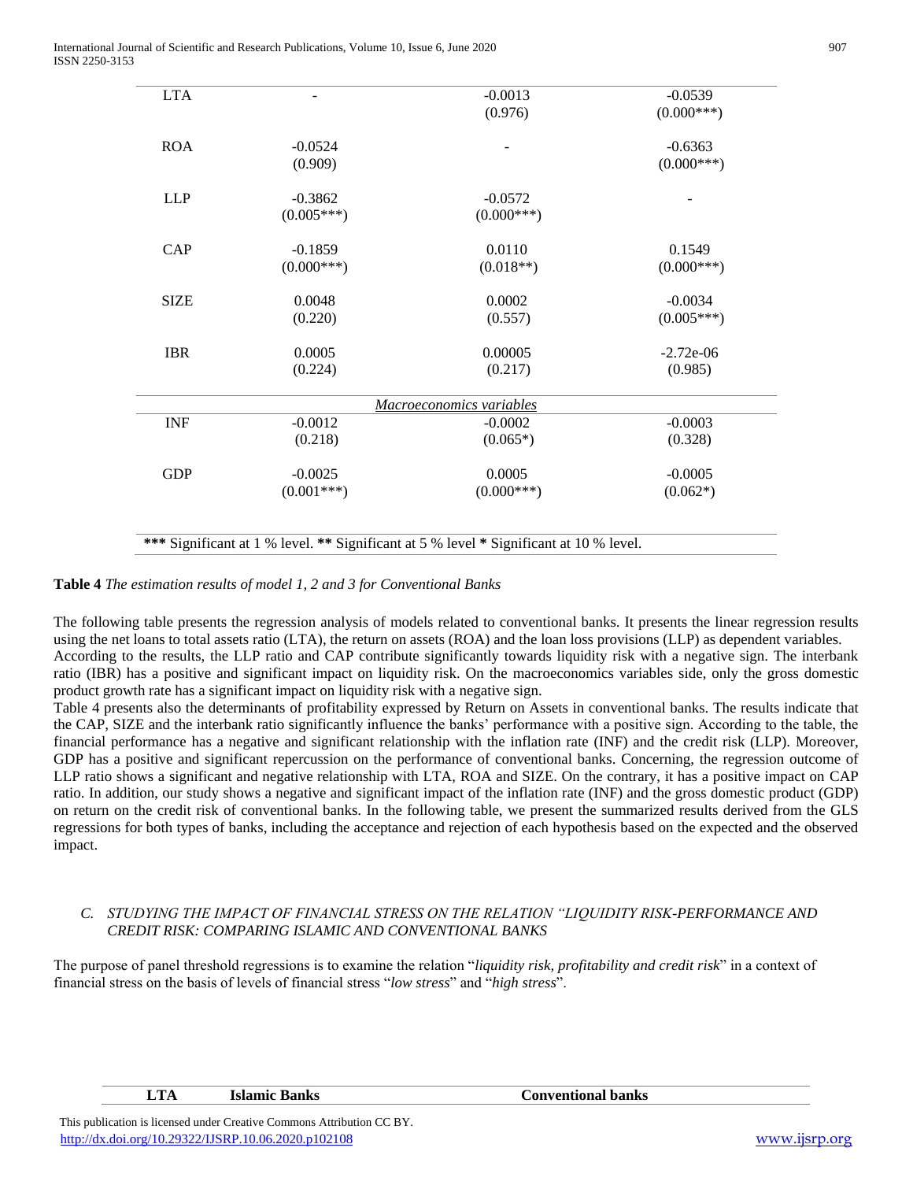| | | | |
|---|---|---|---|
| LTA | - | -0.0013<br>(0.976) | -0.0539<br>(0.000***) |
| ROA | -0.0524<br>(0.909) | - | -0.6363<br>(0.000***) |
| LLP | -0.3862<br>(0.005***) | -0.0572<br>(0.000***) | - |
| CAP | -0.1859<br>(0.000***) | 0.0110<br>(0.018**) | 0.1549<br>(0.000***) |
| SIZE | 0.0048<br>(0.220) | 0.0002<br>(0.557) | -0.0034<br>(0.005***) |
| IBR | 0.0005<br>(0.224) | 0.00005<br>(0.217) | -2.72e-06<br>(0.985) |
| | | *Macroeconomics variables* | |
| INF | -0.0012<br>(0.218) | -0.0002<br>(0.065*) | -0.0003<br>(0.328) |
| GDP | -0.0025<br>(0.001***) | 0.0005<br>(0.000***) | -0.0005<br>(0.062*) |

**\*\*\*** Significant at 1 % level. **\*\*** Significant at 5 % level **\*** Significant at 10 % level.

**Table 4** *The estimation results of model 1, 2 and 3 for Conventional Banks*

The following table presents the regression analysis of models related to conventional banks. It presents the linear regression results using the net loans to total assets ratio (LTA), the return on assets (ROA) and the loan loss provisions (LLP) as dependent variables. According to the results, the LLP ratio and CAP contribute significantly towards liquidity risk with a negative sign. The interbank ratio (IBR) has a positive and significant impact on liquidity risk. On the macroeconomics variables side, only the gross domestic product growth rate has a significant impact on liquidity risk with a negative sign.

Table 4 presents also the determinants of profitability expressed by Return on Assets in conventional banks. The results indicate that the CAP, SIZE and the interbank ratio significantly influence the banks' performance with a positive sign. According to the table, the financial performance has a negative and significant relationship with the inflation rate (INF) and the credit risk (LLP). Moreover, GDP has a positive and significant repercussion on the performance of conventional banks. Concerning, the regression outcome of LLP ratio shows a significant and negative relationship with LTA, ROA and SIZE. On the contrary, it has a positive impact on CAP ratio. In addition, our study shows a negative and significant impact of the inflation rate (INF) and the gross domestic product (GDP) on return on the credit risk of conventional banks. In the following table, we present the summarized results derived from the GLS regressions for both types of banks, including the acceptance and rejection of each hypothesis based on the expected and the observed impact.

### *C. STUDYING THE IMPACT OF FINANCIAL STRESS ON THE RELATION "LIQUIDITY RISK-PERFORMANCE AND CREDIT RISK: COMPARING ISLAMIC AND CONVENTIONAL BANKS*

The purpose of panel threshold regressions is to examine the relation "*liquidity risk, profitability and credit risk*" in a context of financial stress on the basis of levels of financial stress "*low stress*" and "*high stress*".

| LTA | Islamic Banks | Conventional banks |
|---|---|---|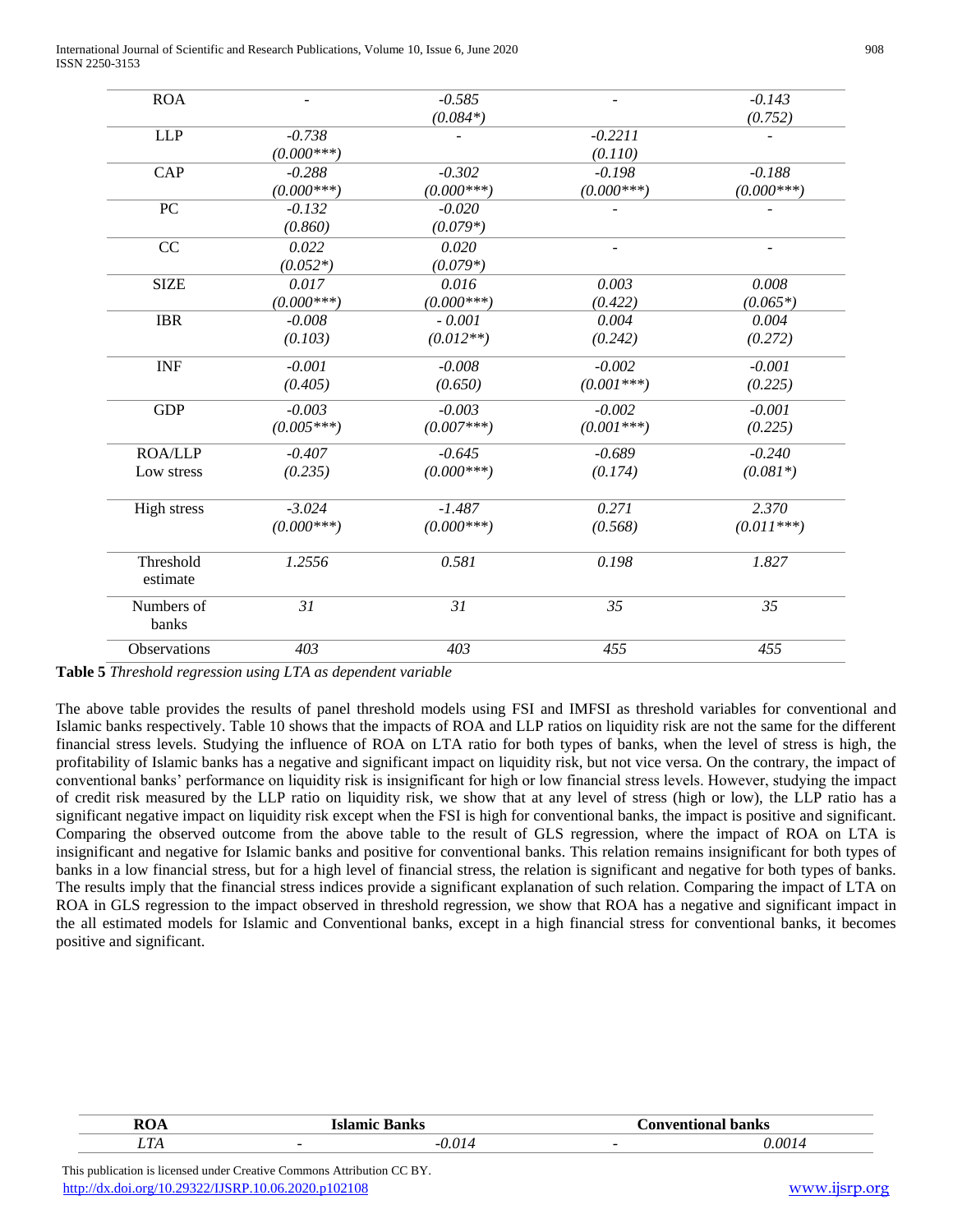| ROA | - | -0.585<br>(0.084*) | - | -0.143<br>(0.752) |
|---|---|---|---|---|
| LLP | -0.738<br>(0.000***) | - | -0.2211<br>(0.110) | - |
| CAP | -0.288<br>(0.000***) | -0.302<br>(0.000***) | -0.198<br>(0.000***) | -0.188<br>(0.000***) |
| PC | -0.132<br>(0.860) | -0.020<br>(0.079*) | - | - |
| CC | 0.022<br>(0.052*) | 0.020<br>(0.079*) | - | - |
| SIZE | 0.017<br>(0.000***) | 0.016<br>(0.000***) | 0.003<br>(0.422) | 0.008<br>(0.065*) |
| IBR | -0.008<br>(0.103) | - 0.001<br>(0.012**) | 0.004<br>(0.242) | 0.004<br>(0.272) |
| INF | -0.001<br>(0.405) | -0.008<br>(0.650) | -0.002<br>(0.001***) | -0.001<br>(0.225) |
| GDP | -0.003<br>(0.005***) | -0.003<br>(0.007***) | -0.002<br>(0.001***) | -0.001<br>(0.225) |
| ROA/LLP<br>Low stress | -0.407<br>(0.235) | -0.645<br>(0.000***) | -0.689<br>(0.174) | -0.240<br>(0.081*) |
| High stress | -3.024<br>(0.000***) | -1.487<br>(0.000***) | 0.271<br>(0.568) | 2.370<br>(0.011***) |
| Threshold estimate | 1.2556 | 0.581 | 0.198 | 1.827 |
| Numbers of banks | 31 | 31 | 35 | 35 |
| Observations | 403 | 403 | 455 | 455 |

**Table 5** *Threshold regression using LTA as dependent variable*

The above table provides the results of panel threshold models using FSI and IMFSI as threshold variables for conventional and Islamic banks respectively. Table 10 shows that the impacts of ROA and LLP ratios on liquidity risk are not the same for the different financial stress levels. Studying the influence of ROA on LTA ratio for both types of banks, when the level of stress is high, the profitability of Islamic banks has a negative and significant impact on liquidity risk, but not vice versa. On the contrary, the impact of conventional banks' performance on liquidity risk is insignificant for high or low financial stress levels. However, studying the impact of credit risk measured by the LLP ratio on liquidity risk, we show that at any level of stress (high or low), the LLP ratio has a significant negative impact on liquidity risk except when the FSI is high for conventional banks, the impact is positive and significant. Comparing the observed outcome from the above table to the result of GLS regression, where the impact of ROA on LTA is insignificant and negative for Islamic banks and positive for conventional banks. This relation remains insignificant for both types of banks in a low financial stress, but for a high level of financial stress, the relation is significant and negative for both types of banks. The results imply that the financial stress indices provide a significant explanation of such relation. Comparing the impact of LTA on ROA in GLS regression to the impact observed in threshold regression, we show that ROA has a negative and significant impact in the all estimated models for Islamic and Conventional banks, except in a high financial stress for conventional banks, it becomes positive and significant.

| **ROA** | **Islamic Banks** | | **Conventional banks** | |
|---|---|---|---|---|
| *LTA* | - | *-0.014* | - | *0.0014* |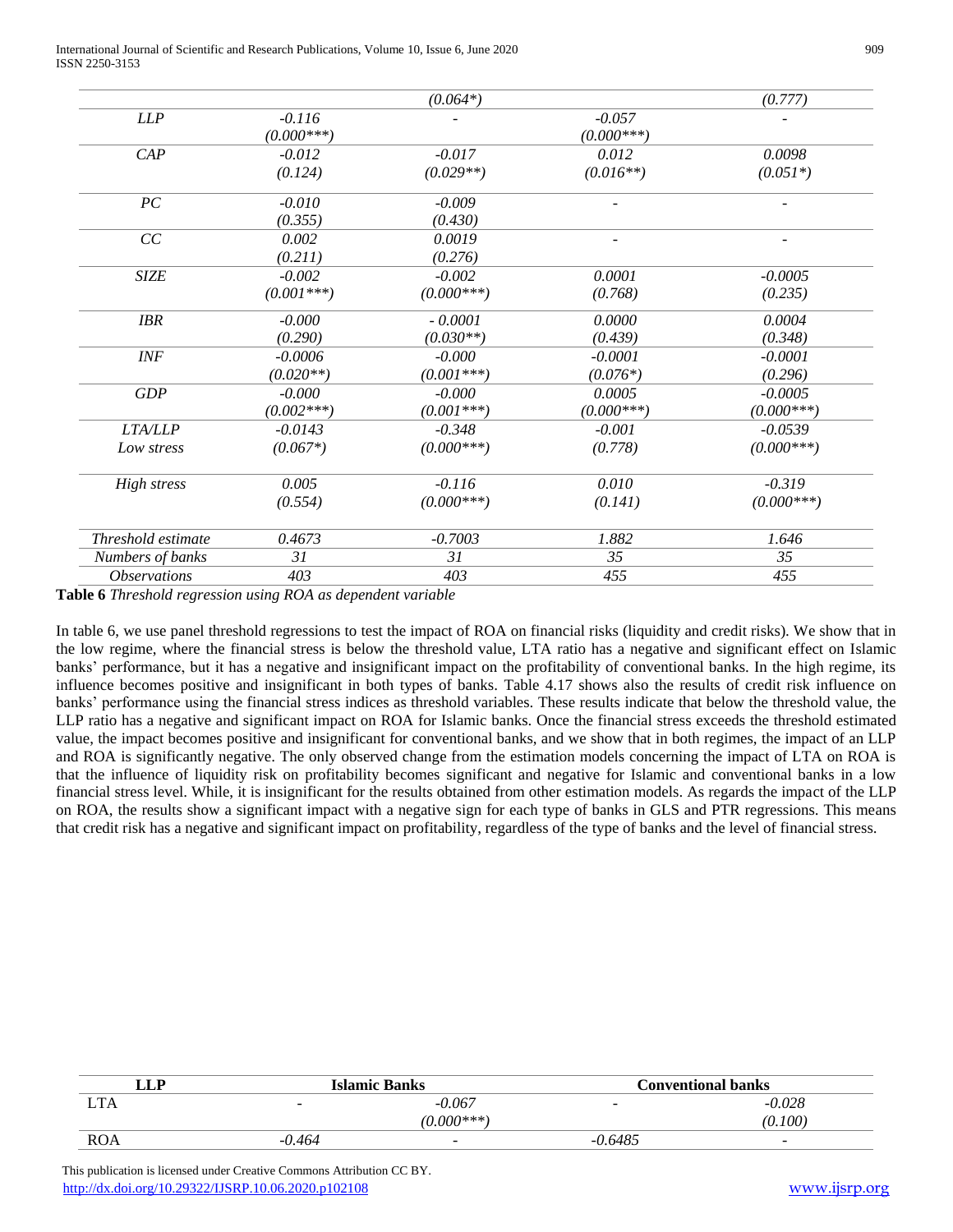|  |  | (0.064*) |  | (0.777) |
|---|---|---|---|---|
| LLP | -0.116 (0.000***) | - | -0.057 (0.000***) | - |
| CAP | -0.012 (0.124) | -0.017 (0.029**) | 0.012 (0.016**) | 0.0098 (0.051*) |
| PC | -0.010 (0.355) | -0.009 (0.430) | - | - |
| CC | 0.002 (0.211) | 0.0019 (0.276) | - | - |
| SIZE | -0.002 (0.001***) | -0.002 (0.000***) | 0.0001 (0.768) | -0.0005 (0.235) |
| IBR | -0.000 (0.290) | - 0.0001 (0.030**) | 0.0000 (0.439) | 0.0004 (0.348) |
| INF | -0.0006 (0.020**) | -0.000 (0.001***) | -0.0001 (0.076*) | -0.0001 (0.296) |
| GDP | -0.000 (0.002***) | -0.000 (0.001***) | 0.0005 (0.000***) | -0.0005 (0.000***) |
| LTA/LLP Low stress | -0.0143 (0.067*) | -0.348 (0.000***) | -0.001 (0.778) | -0.0539 (0.000***) |
| High stress | 0.005 (0.554) | -0.116 (0.000***) | 0.010 (0.141) | -0.319 (0.000***) |
| Threshold estimate | 0.4673 | -0.7003 | 1.882 | 1.646 |
| Numbers of banks | 31 | 31 | 35 | 35 |
| Observations | 403 | 403 | 455 | 455 |

**Table 6** *Threshold regression using ROA as dependent variable*

In table 6, we use panel threshold regressions to test the impact of ROA on financial risks (liquidity and credit risks). We show that in the low regime, where the financial stress is below the threshold value, LTA ratio has a negative and significant effect on Islamic banks' performance, but it has a negative and insignificant impact on the profitability of conventional banks. In the high regime, its influence becomes positive and insignificant in both types of banks. Table 4.17 shows also the results of credit risk influence on banks' performance using the financial stress indices as threshold variables. These results indicate that below the threshold value, the LLP ratio has a negative and significant impact on ROA for Islamic banks. Once the financial stress exceeds the threshold estimated value, the impact becomes positive and insignificant for conventional banks, and we show that in both regimes, the impact of an LLP and ROA is significantly negative. The only observed change from the estimation models concerning the impact of LTA on ROA is that the influence of liquidity risk on profitability becomes significant and negative for Islamic and conventional banks in a low financial stress level. While, it is insignificant for the results obtained from other estimation models. As regards the impact of the LLP on ROA, the results show a significant impact with a negative sign for each type of banks in GLS and PTR regressions. This means that credit risk has a negative and significant impact on profitability, regardless of the type of banks and the level of financial stress.

| LLP | Islamic Banks |  | Conventional banks |  |
|---|---|---|---|---|
| LTA | - | -0.067 (0.000***) | - | -0.028 (0.100) |
| ROA | -0.464 | - | -0.6485 | - |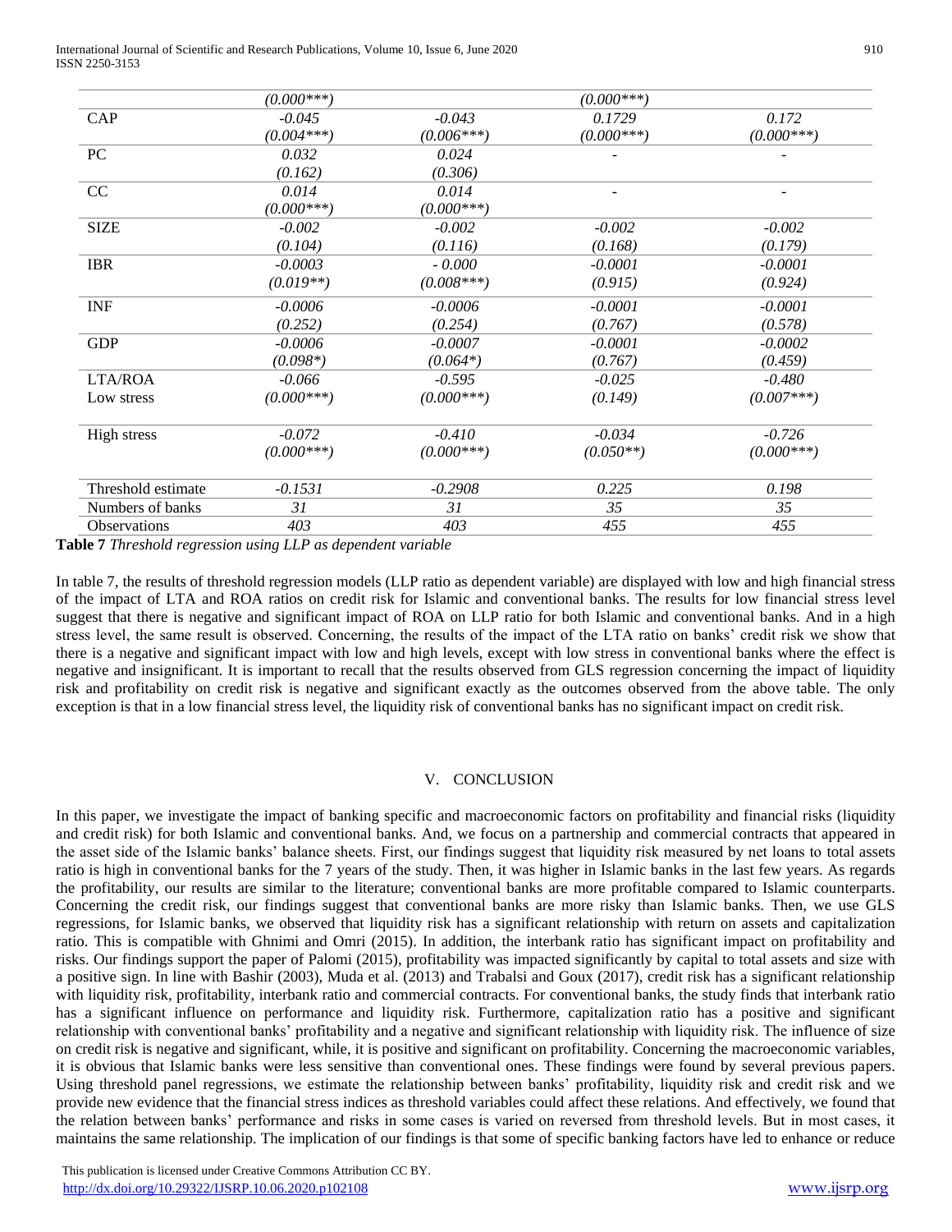| | (0.000***) | | (0.000***) | |
|---|---|---|---|---|
| CAP | -0.045 | -0.043 | 0.1729 | 0.172 |
| | (0.004***) | (0.006***) | (0.000***) | (0.000***) |
| PC | 0.032 | 0.024 | - | - |
| | (0.162) | (0.306) | | |
| CC | 0.014 | 0.014 | - | - |
| | (0.000***) | (0.000***) | | |
| SIZE | -0.002 | -0.002 | -0.002 | -0.002 |
| | (0.104) | (0.116) | (0.168) | (0.179) |
| IBR | -0.0003 | - 0.000 | -0.0001 | -0.0001 |
| | (0.019**) | (0.008***) | (0.915) | (0.924) |
| INF | -0.0006 | -0.0006 | -0.0001 | -0.0001 |
| | (0.252) | (0.254) | (0.767) | (0.578) |
| GDP | -0.0006 | -0.0007 | -0.0001 | -0.0002 |
| | (0.098*) | (0.064*) | (0.767) | (0.459) |
| LTA/ROA | -0.066 | -0.595 | -0.025 | -0.480 |
| Low stress | (0.000***) | (0.000***) | (0.149) | (0.007***) |
| High stress | -0.072 | -0.410 | -0.034 | -0.726 |
| | (0.000***) | (0.000***) | (0.050**) | (0.000***) |
| Threshold estimate | -0.1531 | -0.2908 | 0.225 | 0.198 |
| Numbers of banks | 31 | 31 | 35 | 35 |
| Observations | 403 | 403 | 455 | 455 |

**Table 7** *Threshold regression using LLP as dependent variable*

In table 7, the results of threshold regression models (LLP ratio as dependent variable) are displayed with low and high financial stress of the impact of LTA and ROA ratios on credit risk for Islamic and conventional banks. The results for low financial stress level suggest that there is negative and significant impact of ROA on LLP ratio for both Islamic and conventional banks. And in a high stress level, the same result is observed. Concerning, the results of the impact of the LTA ratio on banks' credit risk we show that there is a negative and significant impact with low and high levels, except with low stress in conventional banks where the effect is negative and insignificant. It is important to recall that the results observed from GLS regression concerning the impact of liquidity risk and profitability on credit risk is negative and significant exactly as the outcomes observed from the above table. The only exception is that in a low financial stress level, the liquidity risk of conventional banks has no significant impact on credit risk.

## V. CONCLUSION

In this paper, we investigate the impact of banking specific and macroeconomic factors on profitability and financial risks (liquidity and credit risk) for both Islamic and conventional banks. And, we focus on a partnership and commercial contracts that appeared in the asset side of the Islamic banks' balance sheets. First, our findings suggest that liquidity risk measured by net loans to total assets ratio is high in conventional banks for the 7 years of the study. Then, it was higher in Islamic banks in the last few years. As regards the profitability, our results are similar to the literature; conventional banks are more profitable compared to Islamic counterparts. Concerning the credit risk, our findings suggest that conventional banks are more risky than Islamic banks. Then, we use GLS regressions, for Islamic banks, we observed that liquidity risk has a significant relationship with return on assets and capitalization ratio. This is compatible with Ghnimi and Omri (2015). In addition, the interbank ratio has significant impact on profitability and risks. Our findings support the paper of Palomi (2015), profitability was impacted significantly by capital to total assets and size with a positive sign. In line with Bashir (2003), Muda et al. (2013) and Trabalsi and Goux (2017), credit risk has a significant relationship with liquidity risk, profitability, interbank ratio and commercial contracts. For conventional banks, the study finds that interbank ratio has a significant influence on performance and liquidity risk. Furthermore, capitalization ratio has a positive and significant relationship with conventional banks' profitability and a negative and significant relationship with liquidity risk. The influence of size on credit risk is negative and significant, while, it is positive and significant on profitability. Concerning the macroeconomic variables, it is obvious that Islamic banks were less sensitive than conventional ones. These findings were found by several previous papers. Using threshold panel regressions, we estimate the relationship between banks' profitability, liquidity risk and credit risk and we provide new evidence that the financial stress indices as threshold variables could affect these relations. And effectively, we found that the relation between banks' performance and risks in some cases is varied on reversed from threshold levels. But in most cases, it maintains the same relationship. The implication of our findings is that some of specific banking factors have led to enhance or reduce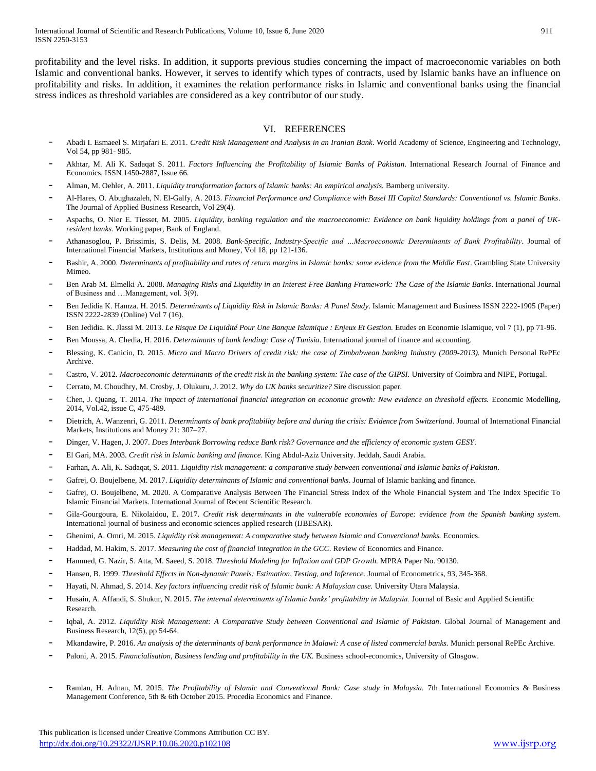profitability and the level risks. In addition, it supports previous studies concerning the impact of macroeconomic variables on both Islamic and conventional banks. However, it serves to identify which types of contracts, used by Islamic banks have an influence on profitability and risks. In addition, it examines the relation performance risks in Islamic and conventional banks using the financial stress indices as threshold variables are considered as a key contributor of our study.

## VI. REFERENCES

- Abadi I. Esmaeel S. Mirjafari E. 2011. *Credit Risk Management and Analysis in an Iranian Bank*. World Academy of Science, Engineering and Technology, Vol 54, pp 981- 985.
- Akhtar, M. Ali K. Sadaqat S. 2011. *Factors Influencing the Profitability of Islamic Banks of Pakistan*. International Research Journal of Finance and Economics, ISSN 1450-2887, Issue 66.
- Alman, M. Oehler, A. 2011. *Liquidity transformation factors of Islamic banks: An empirical analysis.* Bamberg university.
- Al-Hares, O. Abughazaleh, N. El-Galfy, A. 2013. *Financial Performance and Compliance with Basel III Capital Standards: Conventional vs. Islamic Banks*. The Journal of Applied Business Research, Vol 29(4).
- Aspachs, O. Nier E. Tiesset, M. 2005. *Liquidity, banking regulation and the macroeconomic: Evidence on bank liquidity holdings from a panel of UK-resident banks*. Working paper, Bank of England.
- Athanasoglou, P. Brissimis, S. Delis, M. 2008. *Bank-Specific, Industry-Specific and ...Macroeconomic Determinants of Bank Profitability*. Journal of International Financial Markets, Institutions and Money, Vol 18, pp 121-136.
- Bashir, A. 2000. *Determinants of profitability and rates of return margins in Islamic banks: some evidence from the Middle East*. Grambling State University Mimeo.
- Ben Arab M. Elmelki A. 2008. *Managing Risks and Liquidity in an Interest Free Banking Framework: The Case of the Islamic Banks*. International Journal of Business and …Management, vol. 3(9).
- Ben Jedidia K. Hamza. H. 2015. *Determinants of Liquidity Risk in Islamic Banks: A Panel Study*. Islamic Management and Business ISSN 2222-1905 (Paper) ISSN 2222-2839 (Online) Vol 7 (16).
- Ben Jedidia. K. Jlassi M. 2013. *Le Risque De Liquidité Pour Une Banque Islamique : Enjeux Et Gestion.* Etudes en Economie Islamique, vol 7 (1), pp 71-96.
- Ben Moussa, A. Chedia, H. 2016. *Determinants of bank lending: Case of Tunisia*. International journal of finance and accounting.
- Blessing, K. Canicio, D. 2015. *Micro and Macro Drivers of credit risk: the case of Zimbabwean banking Industry (2009-2013).* Munich Personal RePEc Archive.
- Castro, V. 2012. *Macroeconomic determinants of the credit risk in the banking system: The case of the GIPSI.* University of Coimbra and NIPE, Portugal.
- Cerrato, M. Choudhry, M. Crosby, J. Olukuru, J. 2012. *Why do UK banks securitize?* Sire discussion paper.
- Chen, J. Quang, T. 2014. *The impact of international financial integration on economic growth: New evidence on threshold effects.* Economic Modelling, 2014, Vol.42, issue C, 475-489.
- Dietrich, A. Wanzenri, G. 2011. *Determinants of bank profitability before and during the crisis: Evidence from Switzerland*. Journal of International Financial Markets, Institutions and Money 21: 307–27.
- Dinger, V. Hagen, J. 2007. *Does Interbank Borrowing reduce Bank risk? Governance and the efficiency of economic system GESY*.
- El Gari, MA. 2003. *Credit risk in Islamic banking and finance*. King Abdul-Aziz University. Jeddah, Saudi Arabia.
- Farhan, A. Ali, K. Sadaqat, S. 2011. *Liquidity risk management: a comparative study between conventional and Islamic banks of Pakistan*.
- Gafrej, O. Boujelbene, M. 2017. *Liquidity determinants of Islamic and conventional banks*. Journal of Islamic banking and finance.
- Gafrej, O. Boujelbene, M. 2020. A Comparative Analysis Between The Financial Stress Index of the Whole Financial System and The Index Specific To Islamic Financial Markets. International Journal of Recent Scientific Research.
- Gila-Gourgoura, E. Nikolaidou, E. 2017. *Credit risk determinants in the vulnerable economies of Europe: evidence from the Spanish banking system.* International journal of business and economic sciences applied research (IJBESAR).
- Ghenimi, A. Omri, M. 2015. *Liquidity risk management: A comparative study between Islamic and Conventional banks.* Economics.
- Haddad, M. Hakim, S. 2017. *Measuring the cost of financial integration in the GCC*. Review of Economics and Finance.
- Hammed, G. Nazir, S. Atta, M. Saeed, S. 2018. *Threshold Modeling for Inflation and GDP Growth.* MPRA Paper No. 90130.
- Hansen, B. 1999. *Threshold Effects in Non-dynamic Panels: Estimation, Testing, and Inference.* Journal of Econometrics, 93, 345-368.
- Hayati, N. Ahmad, S. 2014. *Key factors influencing credit risk of Islamic bank: A Malaysian case.* University Utara Malaysia.
- Husain, A. Affandi, S. Shukur, N. 2015. *The internal determinants of Islamic banks' profitability in Malaysia.* Journal of Basic and Applied Scientific Research.
- Iqbal, A. 2012. *Liquidity Risk Management: A Comparative Study between Conventional and Islamic of Pakistan*. Global Journal of Management and Business Research, 12(5), pp 54-64.
- Mkandawire, P. 2016. *An analysis of the determinants of bank performance in Malawi: A case of listed commercial banks.* Munich personal RePEc Archive.
- Paloni, A. 2015. *Financialisation, Business lending and profitability in the UK.* Business school-economics, University of Glosgow.
- Ramlan, H. Adnan, M. 2015. *The Profitability of Islamic and Conventional Bank: Case study in Malaysia.* 7th International Economics & Business Management Conference, 5th & 6th October 2015. Procedia Economics and Finance.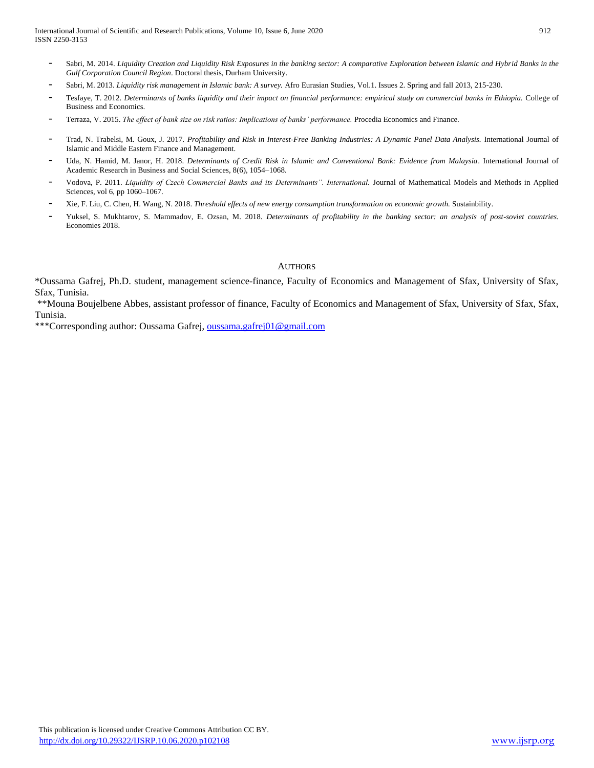- Sabri, M. 2014. *Liquidity Creation and Liquidity Risk Exposures in the banking sector: A comparative Exploration between Islamic and Hybrid Banks in the Gulf Corporation Council Region*. Doctoral thesis, Durham University.
- Sabri, M. 2013. *Liquidity risk management in Islamic bank: A survey.* Afro Eurasian Studies, Vol.1. Issues 2. Spring and fall 2013, 215-230.
- Tesfaye, T. 2012. *Determinants of banks liquidity and their impact on financial performance: empirical study on commercial banks in Ethiopia.* College of Business and Economics.
- Terraza, V. 2015. *The effect of bank size on risk ratios: Implications of banks' performance.* Procedia Economics and Finance.
- Trad, N. Trabelsi, M. Goux, J. 2017. *Profitability and Risk in Interest-Free Banking Industries: A Dynamic Panel Data Analysis.* International Journal of Islamic and Middle Eastern Finance and Management.
- Uda, N. Hamid, M. Janor, H. 2018. *Determinants of Credit Risk in Islamic and Conventional Bank: Evidence from Malaysia*. International Journal of Academic Research in Business and Social Sciences, 8(6), 1054–1068.
- Vodova, P. 2011. *Liquidity of Czech Commercial Banks and its Determinants". International.* Journal of Mathematical Models and Methods in Applied Sciences, vol 6, pp 1060–1067.
- Xie, F. Liu, C. Chen, H. Wang, N. 2018. *Threshold effects of new energy consumption transformation on economic growth.* Sustainbility.
- Yuksel, S. Mukhtarov, S. Mammadov, E. Ozsan, M. 2018. *Determinants of profitability in the banking sector: an analysis of post-soviet countries.* Economies 2018.

## AUTHORS

*Oussama Gafrej, Ph.D. student, management science-finance, Faculty of Economics and Management of Sfax, University of Sfax, Sfax, Tunisia.

**Mouna Boujelbene Abbes, assistant professor of finance, Faculty of Economics and Management of Sfax, University of Sfax, Sfax, Tunisia.

***Corresponding author: Oussama Gafrej, oussama.gafrej01@gmail.com